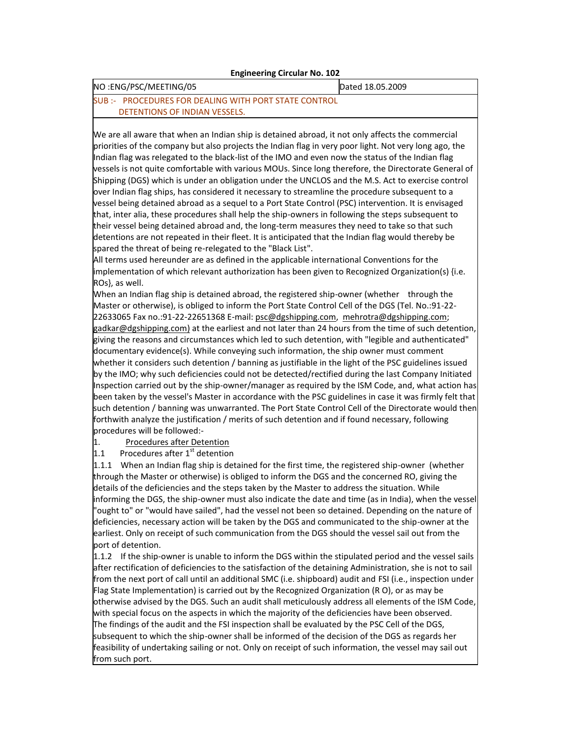**Engineering Circular No. 102**

| NO :ENG/PSC/MEETING/05 | Dated 18.05.2009 |
|---|---|
| SUB :- PROCEDURES FOR DEALING WITH PORT STATE CONTROL DETENTIONS OF INDIAN VESSELS. | |

We are all aware that when an Indian ship is detained abroad, it not only affects the commercial priorities of the company but also projects the Indian flag in very poor light. Not very long ago, the Indian flag was relegated to the black-list of the IMO and even now the status of the Indian flag vessels is not quite comfortable with various MOUs. Since long therefore, the Directorate General of Shipping (DGS) which is under an obligation under the UNCLOS and the M.S. Act to exercise control over Indian flag ships, has considered it necessary to streamline the procedure subsequent to a vessel being detained abroad as a sequel to a Port State Control (PSC) intervention. It is envisaged that, inter alia, these procedures shall help the ship-owners in following the steps subsequent to their vessel being detained abroad and, the long-term measures they need to take so that such detentions are not repeated in their fleet. It is anticipated that the Indian flag would thereby be spared the threat of being re-relegated to the "Black List".

All terms used hereunder are as defined in the applicable international Conventions for the implementation of which relevant authorization has been given to Recognized Organization(s) {i.e. ROs}, as well.

When an Indian flag ship is detained abroad, the registered ship-owner (whether through the Master or otherwise), is obliged to inform the Port State Control Cell of the DGS (Tel. No.:91-22-22633065 Fax no.:91-22-22651368 E-mail: psc@dgshipping.com, mehrotra@dgshipping.com; gadkar@dgshipping.com) at the earliest and not later than 24 hours from the time of such detention, giving the reasons and circumstances which led to such detention, with "legible and authenticated" documentary evidence(s). While conveying such information, the ship owner must comment whether it considers such detention / banning as justifiable in the light of the PSC guidelines issued by the IMO; why such deficiencies could not be detected/rectified during the last Company Initiated Inspection carried out by the ship-owner/manager as required by the ISM Code, and, what action has been taken by the vessel's Master in accordance with the PSC guidelines in case it was firmly felt that such detention / banning was unwarranted. The Port State Control Cell of the Directorate would then forthwith analyze the justification / merits of such detention and if found necessary, following procedures will be followed:-

1. Procedures after Detention

1.1 Procedures after 1st detention

1.1.1 When an Indian flag ship is detained for the first time, the registered ship-owner (whether through the Master or otherwise) is obliged to inform the DGS and the concerned RO, giving the details of the deficiencies and the steps taken by the Master to address the situation. While informing the DGS, the ship-owner must also indicate the date and time (as in India), when the vessel "ought to" or "would have sailed", had the vessel not been so detained. Depending on the nature of deficiencies, necessary action will be taken by the DGS and communicated to the ship-owner at the earliest. Only on receipt of such communication from the DGS should the vessel sail out from the port of detention.

1.1.2 If the ship-owner is unable to inform the DGS within the stipulated period and the vessel sails after rectification of deficiencies to the satisfaction of the detaining Administration, she is not to sail from the next port of call until an additional SMC (i.e. shipboard) audit and FSI (i.e., inspection under Flag State Implementation) is carried out by the Recognized Organization (R O), or as may be otherwise advised by the DGS. Such an audit shall meticulously address all elements of the ISM Code, with special focus on the aspects in which the majority of the deficiencies have been observed. The findings of the audit and the FSI inspection shall be evaluated by the PSC Cell of the DGS, subsequent to which the ship-owner shall be informed of the decision of the DGS as regards her feasibility of undertaking sailing or not. Only on receipt of such information, the vessel may sail out from such port.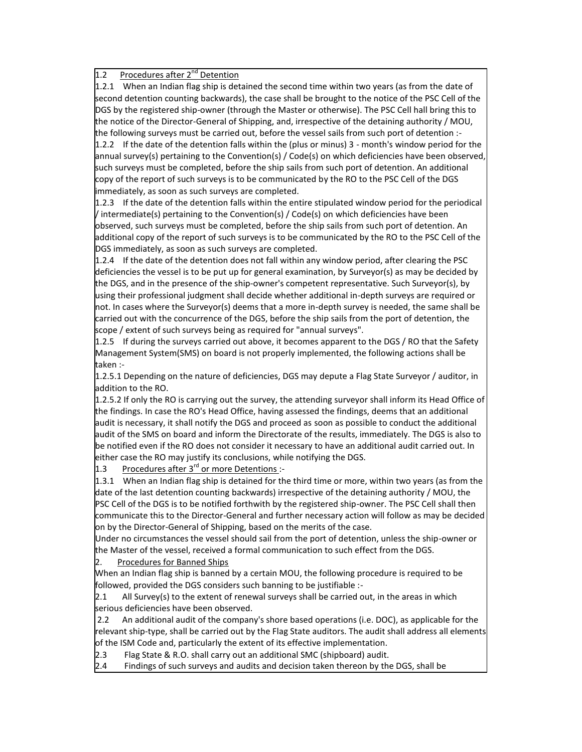1.2 <u>Procedures after 2nd Detention</u>

1.2.1 When an Indian flag ship is detained the second time within two years (as from the date of second detention counting backwards), the case shall be brought to the notice of the PSC Cell of the DGS by the registered ship-owner (through the Master or otherwise). The PSC Cell hall bring this to the notice of the Director-General of Shipping, and, irrespective of the detaining authority / MOU, the following surveys must be carried out, before the vessel sails from such port of detention :-

1.2.2 If the date of the detention falls within the (plus or minus) 3 - month's window period for the annual survey(s) pertaining to the Convention(s) / Code(s) on which deficiencies have been observed, such surveys must be completed, before the ship sails from such port of detention. An additional copy of the report of such surveys is to be communicated by the RO to the PSC Cell of the DGS immediately, as soon as such surveys are completed.

1.2.3 If the date of the detention falls within the entire stipulated window period for the periodical / intermediate(s) pertaining to the Convention(s) / Code(s) on which deficiencies have been observed, such surveys must be completed, before the ship sails from such port of detention. An additional copy of the report of such surveys is to be communicated by the RO to the PSC Cell of the DGS immediately, as soon as such surveys are completed.

1.2.4 If the date of the detention does not fall within any window period, after clearing the PSC deficiencies the vessel is to be put up for general examination, by Surveyor(s) as may be decided by the DGS, and in the presence of the ship-owner's competent representative. Such Surveyor(s), by using their professional judgment shall decide whether additional in-depth surveys are required or not. In cases where the Surveyor(s) deems that a more in-depth survey is needed, the same shall be carried out with the concurrence of the DGS, before the ship sails from the port of detention, the scope / extent of such surveys being as required for "annual surveys".

1.2.5 If during the surveys carried out above, it becomes apparent to the DGS / RO that the Safety Management System(SMS) on board is not properly implemented, the following actions shall be taken :-

1.2.5.1 Depending on the nature of deficiencies, DGS may depute a Flag State Surveyor / auditor, in addition to the RO.

1.2.5.2 If only the RO is carrying out the survey, the attending surveyor shall inform its Head Office of the findings. In case the RO's Head Office, having assessed the findings, deems that an additional audit is necessary, it shall notify the DGS and proceed as soon as possible to conduct the additional audit of the SMS on board and inform the Directorate of the results, immediately. The DGS is also to be notified even if the RO does not consider it necessary to have an additional audit carried out. In either case the RO may justify its conclusions, while notifying the DGS.

1.3 <u>Procedures after 3rd or more Detentions</u> :-

1.3.1 When an Indian flag ship is detained for the third time or more, within two years (as from the date of the last detention counting backwards) irrespective of the detaining authority / MOU, the PSC Cell of the DGS is to be notified forthwith by the registered ship-owner. The PSC Cell shall then communicate this to the Director-General and further necessary action will follow as may be decided on by the Director-General of Shipping, based on the merits of the case.

Under no circumstances the vessel should sail from the port of detention, unless the ship-owner or the Master of the vessel, received a formal communication to such effect from the DGS.

2. <u>Procedures for Banned Ships</u>

When an Indian flag ship is banned by a certain MOU, the following procedure is required to be followed, provided the DGS considers such banning to be justifiable :-

2.1 All Survey(s) to the extent of renewal surveys shall be carried out, in the areas in which serious deficiencies have been observed.

2.2 An additional audit of the company's shore based operations (i.e. DOC), as applicable for the relevant ship-type, shall be carried out by the Flag State auditors. The audit shall address all elements of the ISM Code and, particularly the extent of its effective implementation.

2.3 Flag State & R.O. shall carry out an additional SMC (shipboard) audit.

2.4 Findings of such surveys and audits and decision taken thereon by the DGS, shall be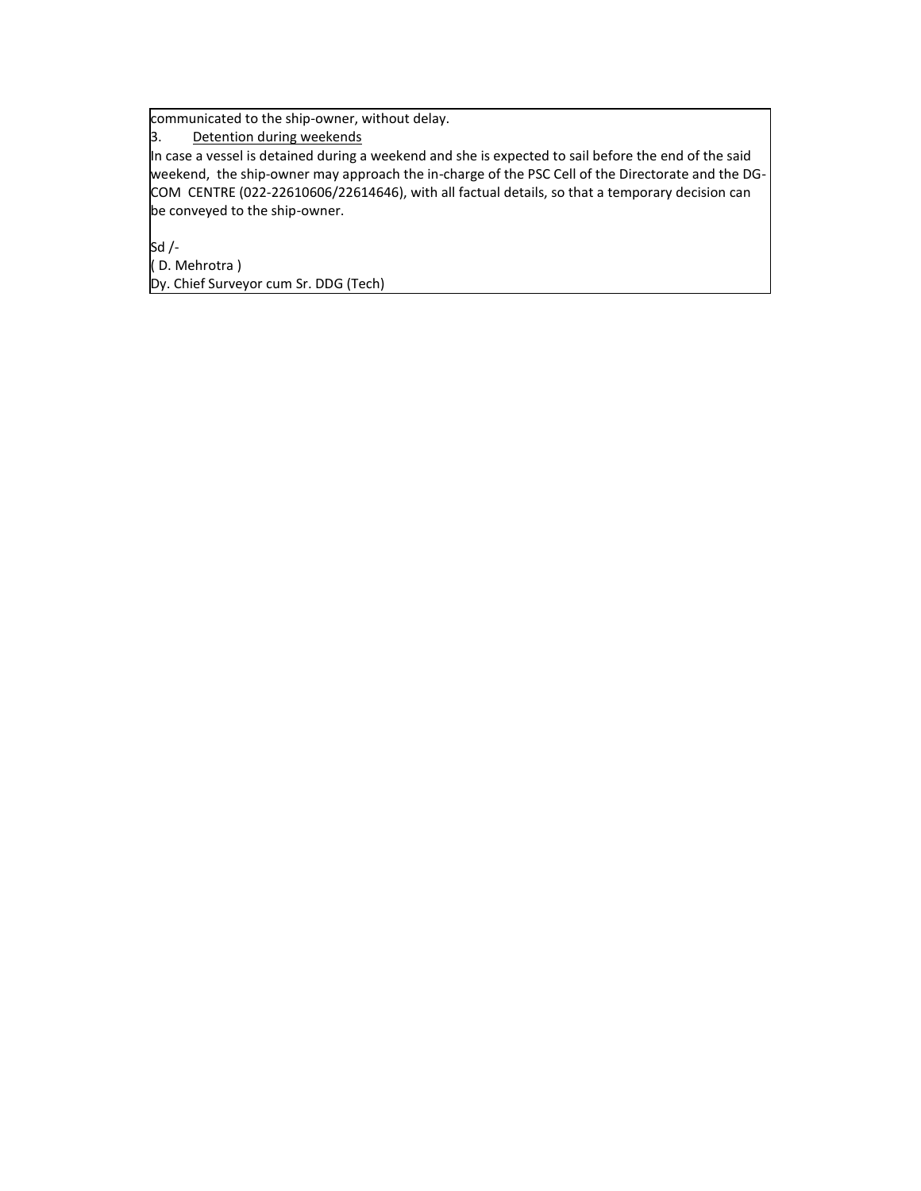communicated to the ship-owner, without delay.

3. <u>Detention during weekends</u>

In case a vessel is detained during a weekend and she is expected to sail before the end of the said weekend, the ship-owner may approach the in-charge of the PSC Cell of the Directorate and the DG-COM CENTRE (022-22610606/22614646), with all factual details, so that a temporary decision can be conveyed to the ship-owner.

Sd /-
( D. Mehrotra )
Dy. Chief Surveyor cum Sr. DDG (Tech)